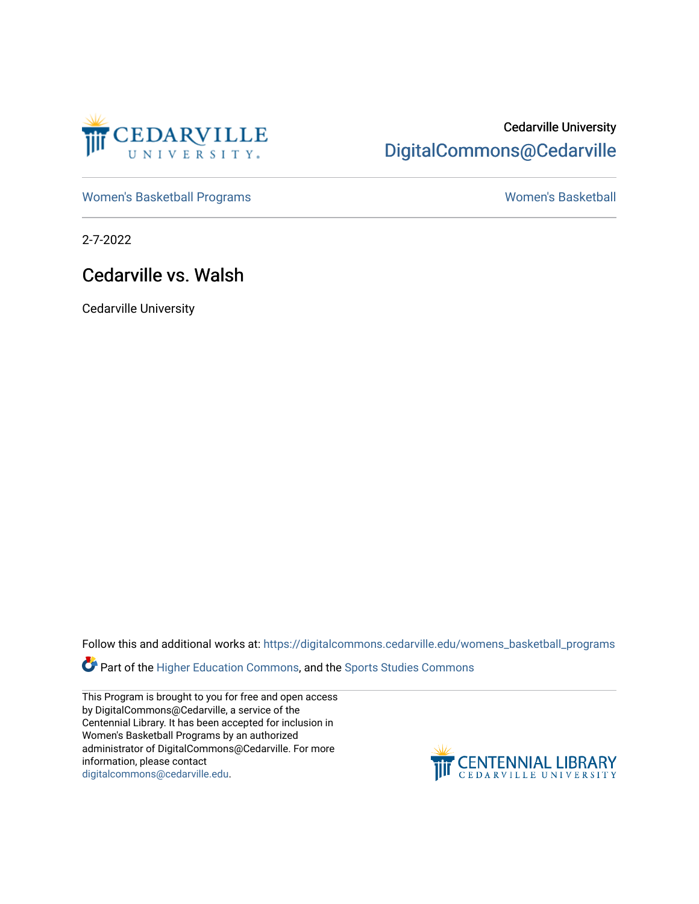Cedarville University
DigitalCommons@Cedarville

Women's Basketball Programs | Women's Basketball

2-7-2022

# Cedarville vs. Walsh

Cedarville University

Follow this and additional works at: https://digitalcommons.cedarville.edu/womens_basketball_programs

Part of the Higher Education Commons, and the Sports Studies Commons

This Program is brought to you for free and open access by DigitalCommons@Cedarville, a service of the Centennial Library. It has been accepted for inclusion in Women's Basketball Programs by an authorized administrator of DigitalCommons@Cedarville. For more information, please contact digitalcommons@cedarville.edu.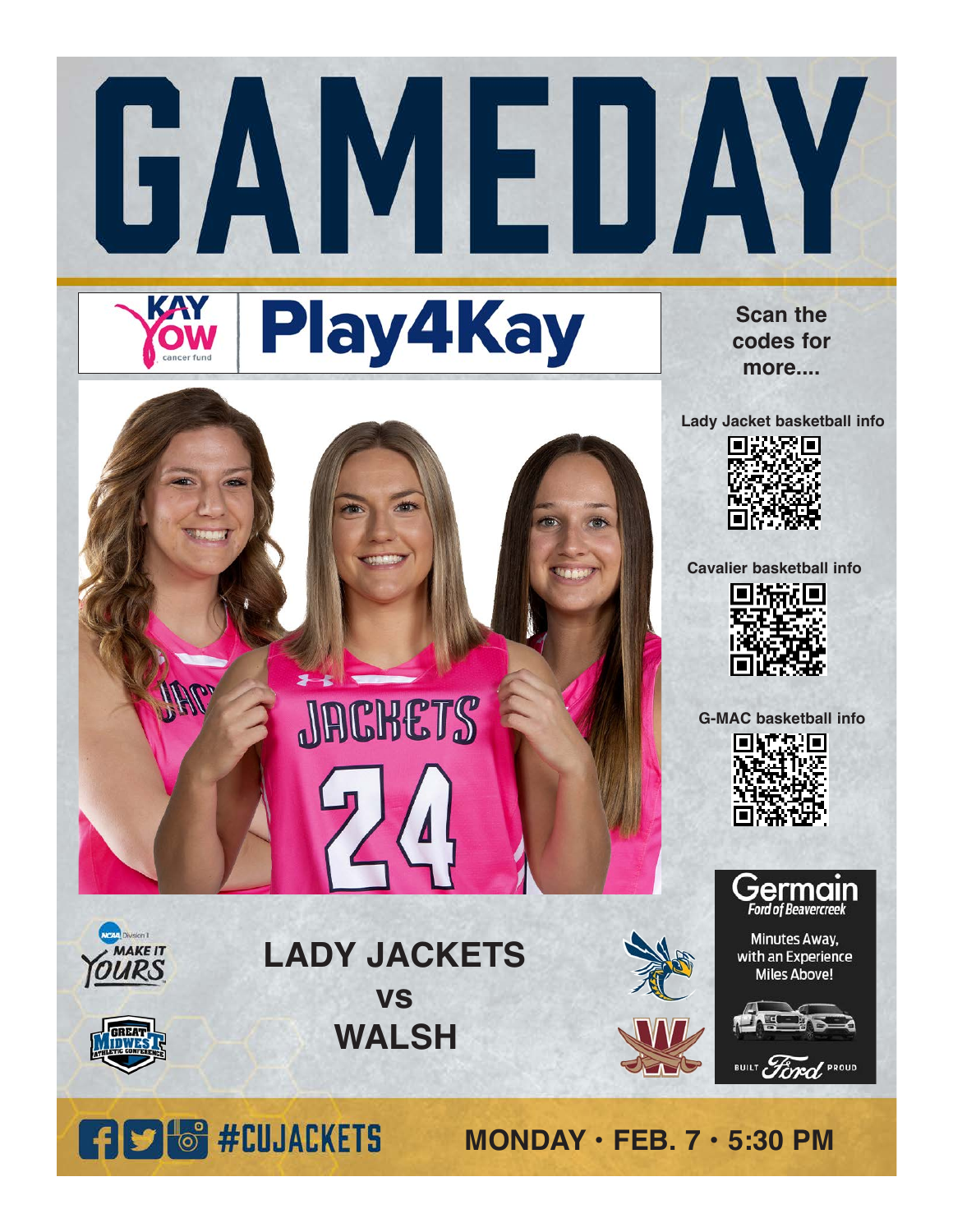# GAMEDAY

KAY YOW cancer fund | Play4Kay

Scan the codes for more....

Lady Jacket basketball info

Cavalier basketball info

G-MAC basketball info

Germain
Ford of Beavercreek

Minutes Away, with an Experience Miles Above!

BUILT Ford PROUD

NCAA Division II
MAKE IT YOURS

GREAT MIDWEST ATHLETIC CONFERENCE

## LADY JACKETS
## VS
## WALSH

#CUJACKETS

**MONDAY • FEB. 7 • 5:30 PM**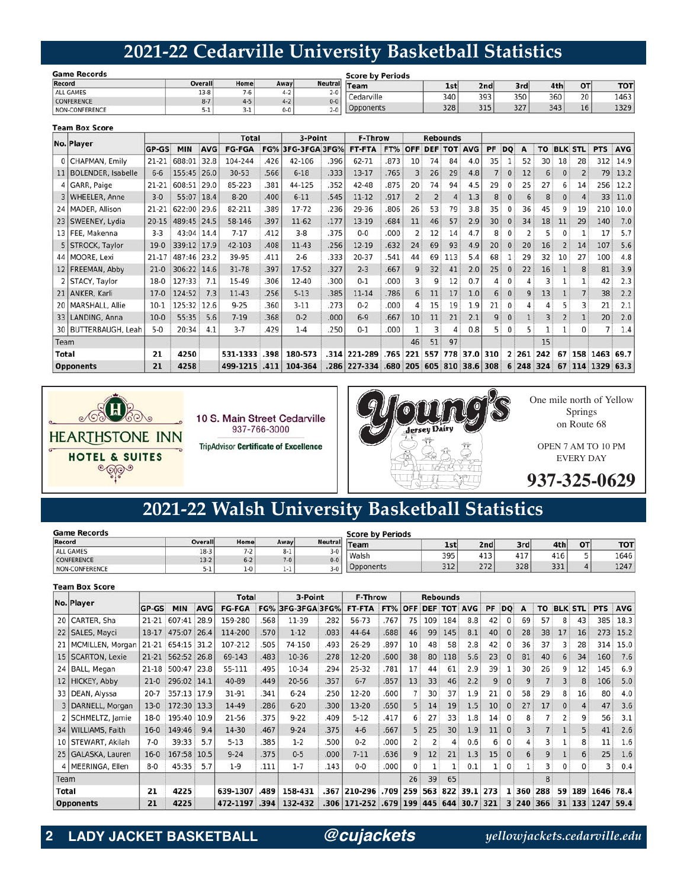# 2021-22 Cedarville University Basketball Statistics

**Game Records**

| Record | Overall | Home | Away | Neutral |
|---|---|---|---|---|
| ALL GAMES | 13-8 | 7-6 | 4-2 | 2-0 |
| CONFERENCE | 8-7 | 4-5 | 4-2 | 0-0 |
| NON-CONFERENCE | 5-1 | 3-1 | 0-0 | 2-0 |

**Score by Periods**

| Team | 1st | 2nd | 3rd | 4th | OT | TOT |
|---|---|---|---|---|---|---|
| Cedarville | 340 | 393 | 350 | 360 | 20 | 1463 |
| Opponents | 328 | 315 | 327 | 343 | 16 | 1329 |

**Team Box Score**

| No. | Player | GP-GS | MIN | AVG | Total FG-FGA | FG% | 3-Point 3FG-3FGA | 3FG% | F-Throw FT-FTA | FT% | Rebounds OFF | DEF | TOT | AVG | PF | DQ | A | TO | BLK | STL | PTS | AVG |
|---|---|---|---|---|---|---|---|---|---|---|---|---|---|---|---|---|---|---|---|---|---|---|
| 0 | CHAPMAN, Emily | 21-21 | 688:01 | 32.8 | 104-244 | .426 | 42-106 | .396 | 62-71 | .873 | 10 | 74 | 84 | 4.0 | 35 | 1 | 52 | 30 | 18 | 28 | 312 | 14.9 |
| 11 | BOLENDER, Isabelle | 6-6 | 155:45 | 26.0 | 30-53 | .566 | 6-18 | .333 | 13-17 | .765 | 3 | 26 | 29 | 4.8 | 7 | 0 | 12 | 6 | 0 | 2 | 79 | 13.2 |
| 4 | GARR, Paige | 21-21 | 608:51 | 29.0 | 85-223 | .381 | 44-125 | .352 | 42-48 | .875 | 20 | 74 | 94 | 4.5 | 29 | 0 | 25 | 27 | 6 | 14 | 256 | 12.2 |
| 3 | WHEELER, Anne | 3-0 | 55:07 | 18.4 | 8-20 | .400 | 6-11 | .545 | 11-12 | .917 | 2 | 2 | 4 | 1.3 | 8 | 0 | 6 | 8 | 0 | 4 | 33 | 11.0 |
| 24 | MADER, Allison | 21-21 | 622:00 | 29.6 | 82-211 | .389 | 17-72 | .236 | 29-36 | .806 | 26 | 53 | 79 | 3.8 | 35 | 0 | 36 | 45 | 9 | 19 | 210 | 10.0 |
| 23 | SWEENEY, Lydia | 20-15 | 489:45 | 24.5 | 58-146 | .397 | 11-62 | .177 | 13-19 | .684 | 11 | 46 | 57 | 2.9 | 30 | 0 | 34 | 18 | 11 | 29 | 140 | 7.0 |
| 13 | FEE, Makenna | 3-3 | 43:04 | 14.4 | 7-17 | .412 | 3-8 | .375 | 0-0 | .000 | 2 | 12 | 14 | 4.7 | 8 | 0 | 2 | 5 | 0 | 1 | 17 | 5.7 |
| 5 | STROCK, Taylor | 19-0 | 339:12 | 17.9 | 42-103 | .408 | 11-43 | .256 | 12-19 | .632 | 24 | 69 | 93 | 4.9 | 20 | 0 | 20 | 16 | 2 | 14 | 107 | 5.6 |
| 44 | MOORE, Lexi | 21-17 | 487:46 | 23.2 | 39-95 | .411 | 2-6 | .333 | 20-37 | .541 | 44 | 69 | 113 | 5.4 | 68 | 1 | 29 | 32 | 10 | 27 | 100 | 4.8 |
| 12 | FREEMAN, Abby | 21-0 | 306:22 | 14.6 | 31-78 | .397 | 17-52 | .327 | 2-3 | .667 | 9 | 32 | 41 | 2.0 | 25 | 0 | 22 | 16 | 1 | 8 | 81 | 3.9 |
| 2 | STACY, Taylor | 18-0 | 127:33 | 7.1 | 15-49 | .306 | 12-40 | .300 | 0-1 | .000 | 3 | 9 | 12 | 0.7 | 4 | 0 | 4 | 3 | 1 | 1 | 42 | 2.3 |
| 21 | ANKER, Karli | 17-0 | 124:52 | 7.3 | 11-43 | .256 | 5-13 | .385 | 11-14 | .786 | 6 | 11 | 17 | 1.0 | 6 | 0 | 9 | 13 | 1 | 7 | 38 | 2.2 |
| 20 | MARSHALL, Allie | 10-1 | 125:32 | 12.6 | 9-25 | .360 | 3-11 | .273 | 0-2 | .000 | 4 | 15 | 19 | 1.9 | 21 | 0 | 4 | 4 | 5 | 3 | 21 | 2.1 |
| 33 | LANDING, Anna | 10-0 | 55:35 | 5.6 | 7-19 | .368 | 0-2 | .000 | 6-9 | .667 | 10 | 11 | 21 | 2.1 | 9 | 0 | 1 | 3 | 2 | 1 | 20 | 2.0 |
| 30 | BUTTERBAUGH, Leah | 5-0 | 20:34 | 4.1 | 3-7 | .429 | 1-4 | .250 | 0-1 | .000 | 1 | 3 | 4 | 0.8 | 5 | 0 | 5 | 1 | 1 | 0 | 7 | 1.4 |
| | Team | | | | | | | | | | 46 | 51 | 97 | | | | | 15 | | | | |
| | **Total** | 21 | 4250 | | 531-1333 | .398 | 180-573 | .314 | 221-289 | .765 | 221 | 557 | 778 | 37.0 | 310 | 2 | 261 | 242 | 67 | 158 | 1463 | 69.7 |
| | **Opponents** | 21 | 4258 | | 499-1215 | .411 | 104-364 | .286 | 227-334 | .680 | 205 | 605 | 810 | 38.6 | 308 | 6 | 248 | 324 | 67 | 114 | 1329 | 63.3 |

HEARTHSTONE INN HOTEL & SUITES

10 S. Main Street Cedarville
937-766-3000
TripAdvisor **Certificate of Excellence**

Young's Jersey Dairy

One mile north of Yellow Springs on Route 68

OPEN 7 AM TO 10 PM EVERY DAY

**937-325-0629**

# 2021-22 Walsh University Basketball Statistics

**Game Records**

| Record | Overall | Home | Away | Neutral |
|---|---|---|---|---|
| ALL GAMES | 18-3 | 7-2 | 8-1 | 3-0 |
| CONFERENCE | 13-2 | 6-2 | 7-0 | 0-0 |
| NON-CONFERENCE | 5-1 | 1-0 | 1-1 | 3-0 |

**Score by Periods**

| Team | 1st | 2nd | 3rd | 4th | OT | TOT |
|---|---|---|---|---|---|---|
| Walsh | 395 | 413 | 417 | 416 | 5 | 1646 |
| Opponents | 312 | 272 | 328 | 331 | 4 | 1247 |

**Team Box Score**

| No. | Player | GP-GS | MIN | AVG | Total FG-FGA | FG% | 3-Point 3FG-3FGA | 3FG% | F-Throw FT-FTA | FT% | Rebounds OFF | DEF | TOT | AVG | PF | DQ | A | TO | BLK | STL | PTS | AVG |
|---|---|---|---|---|---|---|---|---|---|---|---|---|---|---|---|---|---|---|---|---|---|---|
| 20 | CARTER, Sha | 21-21 | 607:41 | 28.9 | 159-280 | .568 | 11-39 | .282 | 56-73 | .767 | 75 | 109 | 184 | 8.8 | 42 | 0 | 69 | 57 | 8 | 43 | 385 | 18.3 |
| 22 | SALES, Mayci | 18-17 | 475:07 | 26.4 | 114-200 | .570 | 1-12 | .083 | 44-64 | .688 | 46 | 99 | 145 | 8.1 | 40 | 0 | 28 | 38 | 17 | 16 | 273 | 15.2 |
| 21 | MCMILLEN, Morgan | 21-21 | 654:15 | 31.2 | 107-212 | .505 | 74-150 | .493 | 26-29 | .897 | 10 | 48 | 58 | 2.8 | 42 | 0 | 36 | 37 | 3 | 28 | 314 | 15.0 |
| 15 | SCARTON, Lexie | 21-21 | 562:52 | 26.8 | 69-143 | .483 | 10-36 | .278 | 12-20 | .600 | 38 | 80 | 118 | 5.6 | 23 | 0 | 81 | 40 | 6 | 34 | 160 | 7.6 |
| 24 | BALL, Megan | 21-18 | 500:47 | 23.8 | 55-111 | .495 | 10-34 | .294 | 25-32 | .781 | 17 | 44 | 61 | 2.9 | 39 | 1 | 30 | 26 | 9 | 12 | 145 | 6.9 |
| 12 | HICKEY, Abby | 21-0 | 296:02 | 14.1 | 40-89 | .449 | 20-56 | .357 | 6-7 | .857 | 13 | 33 | 46 | 2.2 | 9 | 0 | 9 | 7 | 3 | 8 | 106 | 5.0 |
| 33 | DEAN, Alyssa | 20-7 | 357:13 | 17.9 | 31-91 | .341 | 6-24 | .250 | 12-20 | .600 | 7 | 30 | 37 | 1.9 | 21 | 0 | 58 | 29 | 8 | 16 | 80 | 4.0 |
| 3 | DARNELL, Morgan | 13-0 | 172:30 | 13.3 | 14-49 | .286 | 6-20 | .300 | 13-20 | .650 | 5 | 14 | 19 | 1.5 | 10 | 0 | 27 | 17 | 0 | 4 | 47 | 3.6 |
| 2 | SCHMELTZ, Jamie | 18-0 | 195:40 | 10.9 | 21-56 | .375 | 9-22 | .409 | 5-12 | .417 | 6 | 27 | 33 | 1.8 | 14 | 0 | 8 | 7 | 2 | 9 | 56 | 3.1 |
| 34 | WILLIAMS, Faith | 16-0 | 149:46 | 9.4 | 14-30 | .467 | 9-24 | .375 | 4-6 | .667 | 5 | 25 | 30 | 1.9 | 11 | 0 | 3 | 7 | 1 | 5 | 41 | 2.6 |
| 10 | STEWART, Akilah | 7-0 | 39:33 | 5.7 | 5-13 | .385 | 1-2 | .500 | 0-2 | .000 | 2 | 2 | 4 | 0.6 | 6 | 0 | 4 | 3 | 1 | 8 | 11 | 1.6 |
| 25 | GALASKA, Lauren | 16-0 | 167:58 | 10.5 | 9-24 | .375 | 0-5 | .000 | 7-11 | .636 | 9 | 12 | 21 | 1.3 | 15 | 0 | 6 | 9 | 1 | 6 | 25 | 1.6 |
| 4 | MEERINGA, Ellen | 8-0 | 45:35 | 5.7 | 1-9 | .111 | 1-7 | .143 | 0-0 | .000 | 0 | 1 | 1 | 0.1 | 1 | 0 | 1 | 3 | 0 | 0 | 3 | 0.4 |
| | Team | | | | | | | | | | 26 | 39 | 65 | | | | | 8 | | | | |
| | **Total** | 21 | 4225 | | 639-1307 | .489 | 158-431 | .367 | 210-296 | .709 | 259 | 563 | 822 | 39.1 | 273 | 1 | 360 | 288 | 59 | 189 | 1646 | 78.4 |
| | **Opponents** | 21 | 4225 | | 472-1197 | .394 | 132-432 | .306 | 171-252 | .679 | 199 | 445 | 644 | 30.7 | 321 | 3 | 240 | 366 | 31 | 133 | 1247 | 59.4 |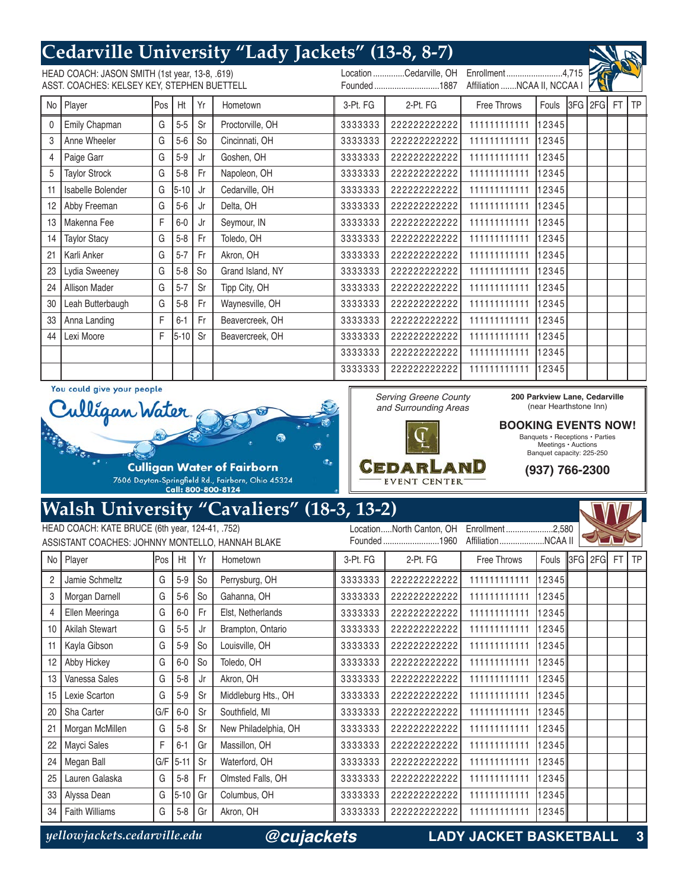## Cedarville University "Lady Jackets" (13-8, 8-7)

HEAD COACH: JASON SMITH (1st year, 13-8, .619)
ASST. COACHES: KELSEY KEY, STEPHEN BUETTELL

Location ..............Cedarville, OH
Founded .............................1887
Enrollment..........................4,715
Affiliation .......NCAA II, NCCAA I

| No | Player | Pos | Ht | Yr | Hometown | 3-Pt. FG | 2-Pt. FG | Free Throws | Fouls | 3FG | 2FG | FT | TP |
|---|---|---|---|---|---|---|---|---|---|---|---|---|---|
| 0 | Emily Chapman | G | 5-5 | Sr | Proctorville, OH | 3333333 | 222222222222 | 11111111111 | 12345 | | | | |
| 3 | Anne Wheeler | G | 5-6 | So | Cincinnati, OH | 3333333 | 222222222222 | 11111111111 | 12345 | | | | |
| 4 | Paige Garr | G | 5-9 | Jr | Goshen, OH | 3333333 | 222222222222 | 11111111111 | 12345 | | | | |
| 5 | Taylor Strock | G | 5-8 | Fr | Napoleon, OH | 3333333 | 222222222222 | 11111111111 | 12345 | | | | |
| 11 | Isabelle Bolender | G | 5-10 | Jr | Cedarville, OH | 3333333 | 222222222222 | 11111111111 | 12345 | | | | |
| 12 | Abby Freeman | G | 5-6 | Jr | Delta, OH | 3333333 | 222222222222 | 11111111111 | 12345 | | | | |
| 13 | Makenna Fee | F | 6-0 | Jr | Seymour, IN | 3333333 | 222222222222 | 11111111111 | 12345 | | | | |
| 14 | Taylor Stacy | G | 5-8 | Fr | Toledo, OH | 3333333 | 222222222222 | 11111111111 | 12345 | | | | |
| 21 | Karli Anker | G | 5-7 | Fr | Akron, OH | 3333333 | 222222222222 | 11111111111 | 12345 | | | | |
| 23 | Lydia Sweeney | G | 5-8 | So | Grand Island, NY | 3333333 | 222222222222 | 11111111111 | 12345 | | | | |
| 24 | Allison Mader | G | 5-7 | Sr | Tipp City, OH | 3333333 | 222222222222 | 11111111111 | 12345 | | | | |
| 30 | Leah Butterbaugh | G | 5-8 | Fr | Waynesville, OH | 3333333 | 222222222222 | 11111111111 | 12345 | | | | |
| 33 | Anna Landing | F | 6-1 | Fr | Beavercreek, OH | 3333333 | 222222222222 | 11111111111 | 12345 | | | | |
| 44 | Lexi Moore | F | 5-10 | Sr | Beavercreek, OH | 3333333 | 222222222222 | 11111111111 | 12345 | | | | |
| | | | | | | 3333333 | 222222222222 | 11111111111 | 12345 | | | | |
| | | | | | | 3333333 | 222222222222 | 11111111111 | 12345 | | | | |

You could give your people Culligan Water.

**Culligan Water of Fairborn**
7606 Dayton-Springfield Rd., Fairborn, Ohio 45324
Call: 800-800-8124

*Serving Greene County and Surrounding Areas*

CEDARLAND EVENT CENTER

**200 Parkview Lane, Cedarville**
(near Hearthstone Inn)

**BOOKING EVENTS NOW!**
Banquets • Receptions • Parties
Meetings • Auctions
Banquet capacity: 225-250

**(937) 766-2300**

## Walsh University "Cavaliers" (18-3, 13-2)

HEAD COACH: KATE BRUCE (6th year, 124-41, .752)
ASSISTANT COACHES: JOHNNY MONTELLO, HANNAH BLAKE

Location.....North Canton, OH
Founded ..........................1960
Enrollment.....................2,580
Affiliation.....................NCAA II

| No | Player | Pos | Ht | Yr | Hometown | 3-Pt. FG | 2-Pt. FG | Free Throws | Fouls | 3FG | 2FG | FT | TP |
|---|---|---|---|---|---|---|---|---|---|---|---|---|---|
| 2 | Jamie Schmeltz | G | 5-9 | So | Perrysburg, OH | 3333333 | 222222222222 | 11111111111 | 12345 | | | | |
| 3 | Morgan Darnell | G | 5-6 | So | Gahanna, OH | 3333333 | 222222222222 | 11111111111 | 12345 | | | | |
| 4 | Ellen Meeringa | G | 6-0 | Fr | Elst, Netherlands | 3333333 | 222222222222 | 11111111111 | 12345 | | | | |
| 10 | Akilah Stewart | G | 5-5 | Jr | Brampton, Ontario | 3333333 | 222222222222 | 11111111111 | 12345 | | | | |
| 11 | Kayla Gibson | G | 5-9 | So | Louisville, OH | 3333333 | 222222222222 | 11111111111 | 12345 | | | | |
| 12 | Abby Hickey | G | 6-0 | So | Toledo, OH | 3333333 | 222222222222 | 11111111111 | 12345 | | | | |
| 13 | Vanessa Sales | G | 5-8 | Jr | Akron, OH | 3333333 | 222222222222 | 11111111111 | 12345 | | | | |
| 15 | Lexie Scarton | G | 5-9 | Sr | Middleburg Hts., OH | 3333333 | 222222222222 | 11111111111 | 12345 | | | | |
| 20 | Sha Carter | G/F | 6-0 | Sr | Southfield, MI | 3333333 | 222222222222 | 11111111111 | 12345 | | | | |
| 21 | Morgan McMillen | G | 5-8 | Sr | New Philadelphia, OH | 3333333 | 222222222222 | 11111111111 | 12345 | | | | |
| 22 | Mayci Sales | F | 6-1 | Gr | Massillon, OH | 3333333 | 222222222222 | 11111111111 | 12345 | | | | |
| 24 | Megan Ball | G/F | 5-11 | Sr | Waterford, OH | 3333333 | 222222222222 | 11111111111 | 12345 | | | | |
| 25 | Lauren Galaska | G | 5-8 | Fr | Olmsted Falls, OH | 3333333 | 222222222222 | 11111111111 | 12345 | | | | |
| 33 | Alyssa Dean | G | 5-10 | Gr | Columbus, OH | 3333333 | 222222222222 | 11111111111 | 12345 | | | | |
| 34 | Faith Williams | G | 5-8 | Gr | Akron, OH | 3333333 | 222222222222 | 11111111111 | 12345 | | | | |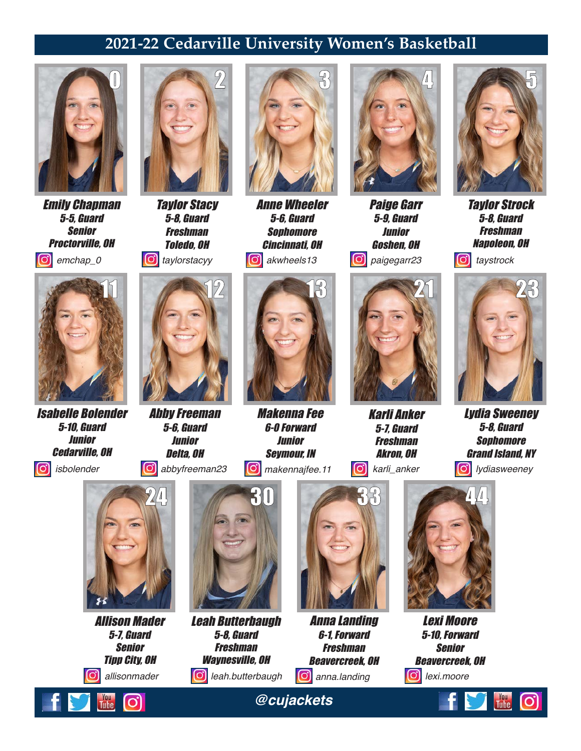# 2021-22 Cedarville University Women's Basketball

**0**
**Emily Chapman**
5-5, Guard
Senior
Proctorville, OH
emchap_0

**2**
**Taylor Stacy**
5-8, Guard
Freshman
Toledo, OH
taylorstacyy

**3**
**Anne Wheeler**
5-6, Guard
Sophomore
Cincinnati, OH
akwheels13

**4**
**Paige Garr**
5-9, Guard
Junior
Goshen, OH
paigegarr23

**5**
**Taylor Strock**
5-8, Guard
Freshman
Napoleon, OH
taystrock

**11**
**Isabelle Bolender**
5-10, Guard
Junior
Cedarville, OH
isbolender

**12**
**Abby Freeman**
5-6, Guard
Junior
Delta, OH
abbyfreeman23

**13**
**Makenna Fee**
6-0 Forward
Junior
Seymour, IN
makennajfee.11

**21**
**Karli Anker**
5-7, Guard
Freshman
Akron, OH
karli_anker

**23**
**Lydia Sweeney**
5-8, Guard
Sophomore
Grand Island, NY
lydiasweeney

**24**
**Allison Mader**
5-7, Guard
Senior
Tipp City, OH
allisonmader

**30**
**Leah Butterbaugh**
5-8, Guard
Freshman
Waynesville, OH
leah.butterbaugh

**33**
**Anna Landing**
6-1, Forward
Freshman
Beavercreek, OH
anna.landing

**44**
**Lexi Moore**
5-10, Forward
Senior
Beavercreek, OH
lexi.moore

@cujackets